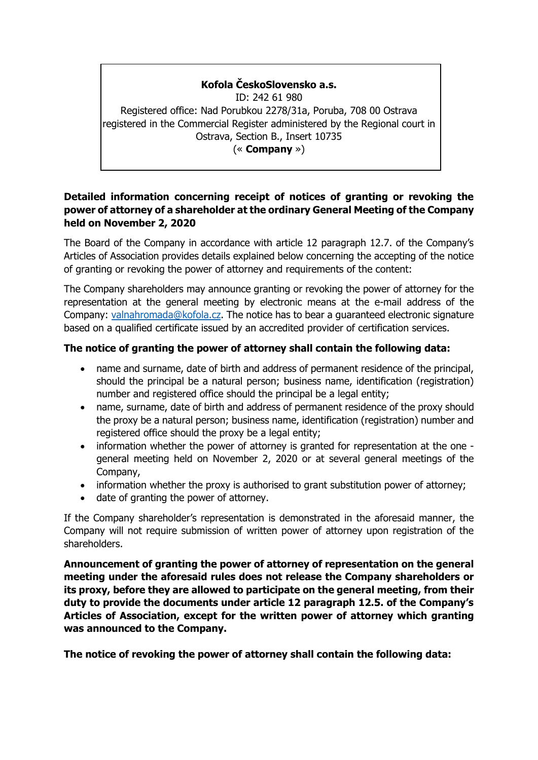**Kofola ČeskoSlovensko a.s.**
ID: 242 61 980
Registered office: Nad Porubkou 2278/31a, Poruba, 708 00 Ostrava
registered in the Commercial Register administered by the Regional court in Ostrava, Section B., Insert 10735
(« **Company** »)

**Detailed information concerning receipt of notices of granting or revoking the power of attorney of a shareholder at the ordinary General Meeting of the Company held on November 2, 2020**

The Board of the Company in accordance with article 12 paragraph 12.7. of the Company's Articles of Association provides details explained below concerning the accepting of the notice of granting or revoking the power of attorney and requirements of the content:

The Company shareholders may announce granting or revoking the power of attorney for the representation at the general meeting by electronic means at the e-mail address of the Company: valnahromada@kofola.cz. The notice has to bear a guaranteed electronic signature based on a qualified certificate issued by an accredited provider of certification services.

**The notice of granting the power of attorney shall contain the following data:**

- name and surname, date of birth and address of permanent residence of the principal, should the principal be a natural person; business name, identification (registration) number and registered office should the principal be a legal entity;
- name, surname, date of birth and address of permanent residence of the proxy should the proxy be a natural person; business name, identification (registration) number and registered office should the proxy be a legal entity;
- information whether the power of attorney is granted for representation at the one - general meeting held on November 2, 2020 or at several general meetings of the Company,
- information whether the proxy is authorised to grant substitution power of attorney;
- date of granting the power of attorney.

If the Company shareholder's representation is demonstrated in the aforesaid manner, the Company will not require submission of written power of attorney upon registration of the shareholders.

**Announcement of granting the power of attorney of representation on the general meeting under the aforesaid rules does not release the Company shareholders or its proxy, before they are allowed to participate on the general meeting, from their duty to provide the documents under article 12 paragraph 12.5. of the Company's Articles of Association, except for the written power of attorney which granting was announced to the Company.**

**The notice of revoking the power of attorney shall contain the following data:**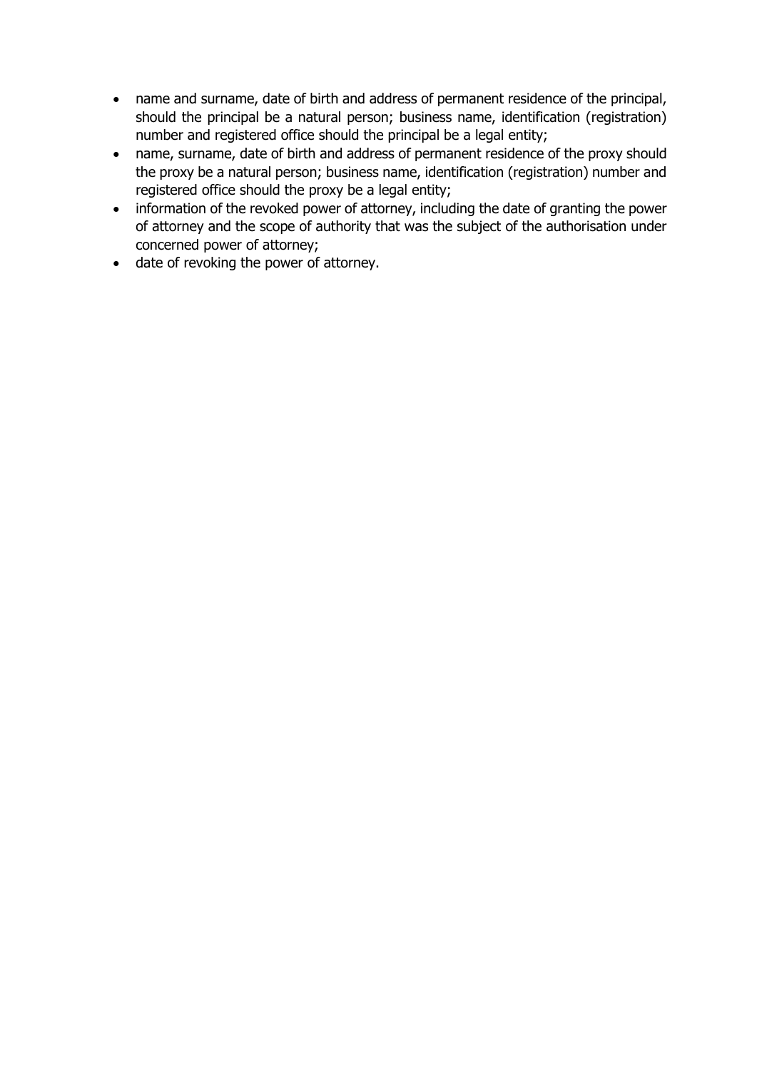- name and surname, date of birth and address of permanent residence of the principal, should the principal be a natural person; business name, identification (registration) number and registered office should the principal be a legal entity;
- name, surname, date of birth and address of permanent residence of the proxy should the proxy be a natural person; business name, identification (registration) number and registered office should the proxy be a legal entity;
- information of the revoked power of attorney, including the date of granting the power of attorney and the scope of authority that was the subject of the authorisation under concerned power of attorney;
- date of revoking the power of attorney.